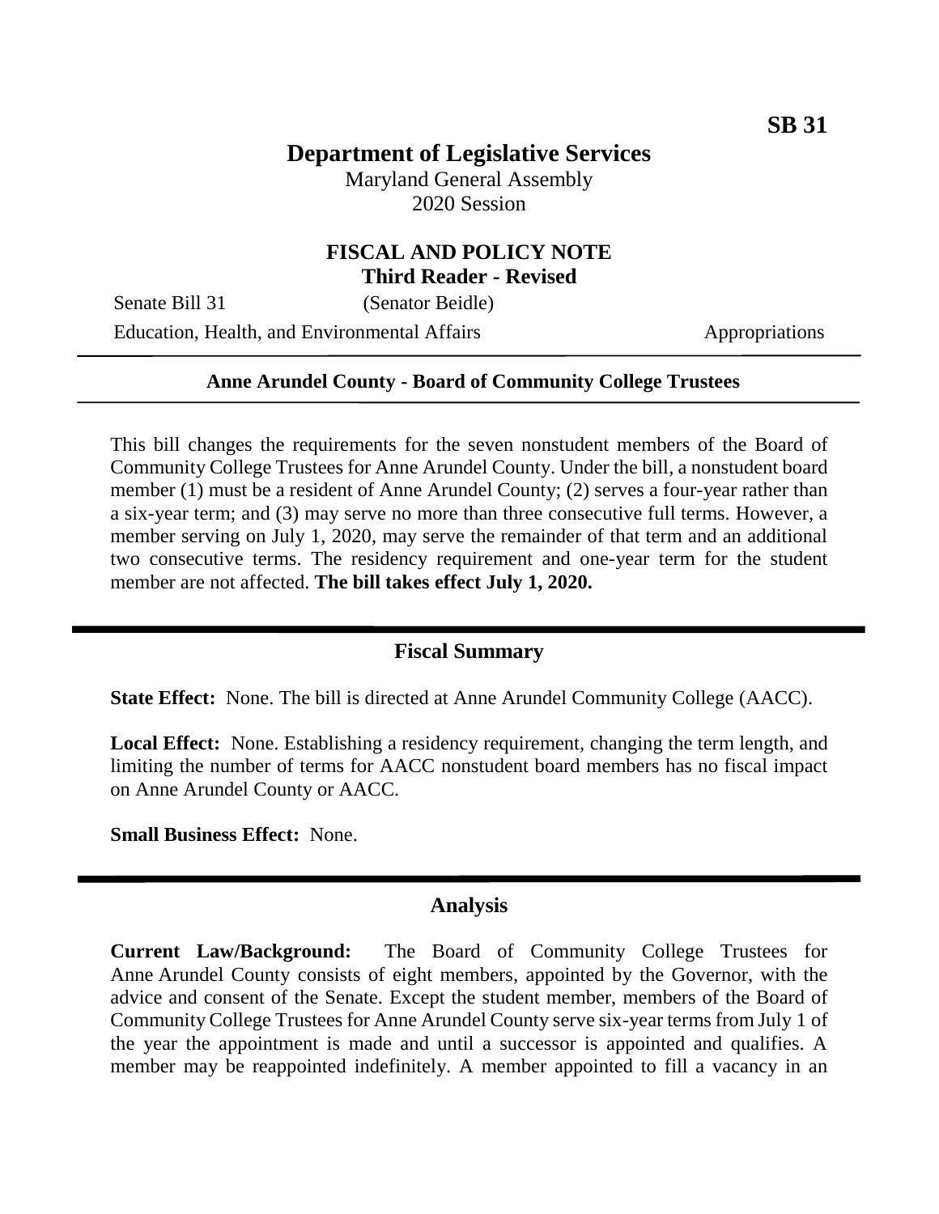**SB 31**

# Department of Legislative Services

Maryland General Assembly
2020 Session

## FISCAL AND POLICY NOTE
**Third Reader - Revised**

Senate Bill 31 (Senator Beidle)
Education, Health, and Environmental Affairs Appropriations

---

**Anne Arundel County - Board of Community College Trustees**

---

This bill changes the requirements for the seven nonstudent members of the Board of Community College Trustees for Anne Arundel County. Under the bill, a nonstudent board member (1) must be a resident of Anne Arundel County; (2) serves a four-year rather than a six-year term; and (3) may serve no more than three consecutive full terms. However, a member serving on July 1, 2020, may serve the remainder of that term and an additional two consecutive terms. The residency requirement and one-year term for the student member are not affected. **The bill takes effect July 1, 2020.**

## Fiscal Summary

**State Effect:** None. The bill is directed at Anne Arundel Community College (AACC).

**Local Effect:** None. Establishing a residency requirement, changing the term length, and limiting the number of terms for AACC nonstudent board members has no fiscal impact on Anne Arundel County or AACC.

**Small Business Effect:** None.

## Analysis

**Current Law/Background:** The Board of Community College Trustees for Anne Arundel County consists of eight members, appointed by the Governor, with the advice and consent of the Senate. Except the student member, members of the Board of Community College Trustees for Anne Arundel County serve six-year terms from July 1 of the year the appointment is made and until a successor is appointed and qualifies. A member may be reappointed indefinitely. A member appointed to fill a vacancy in an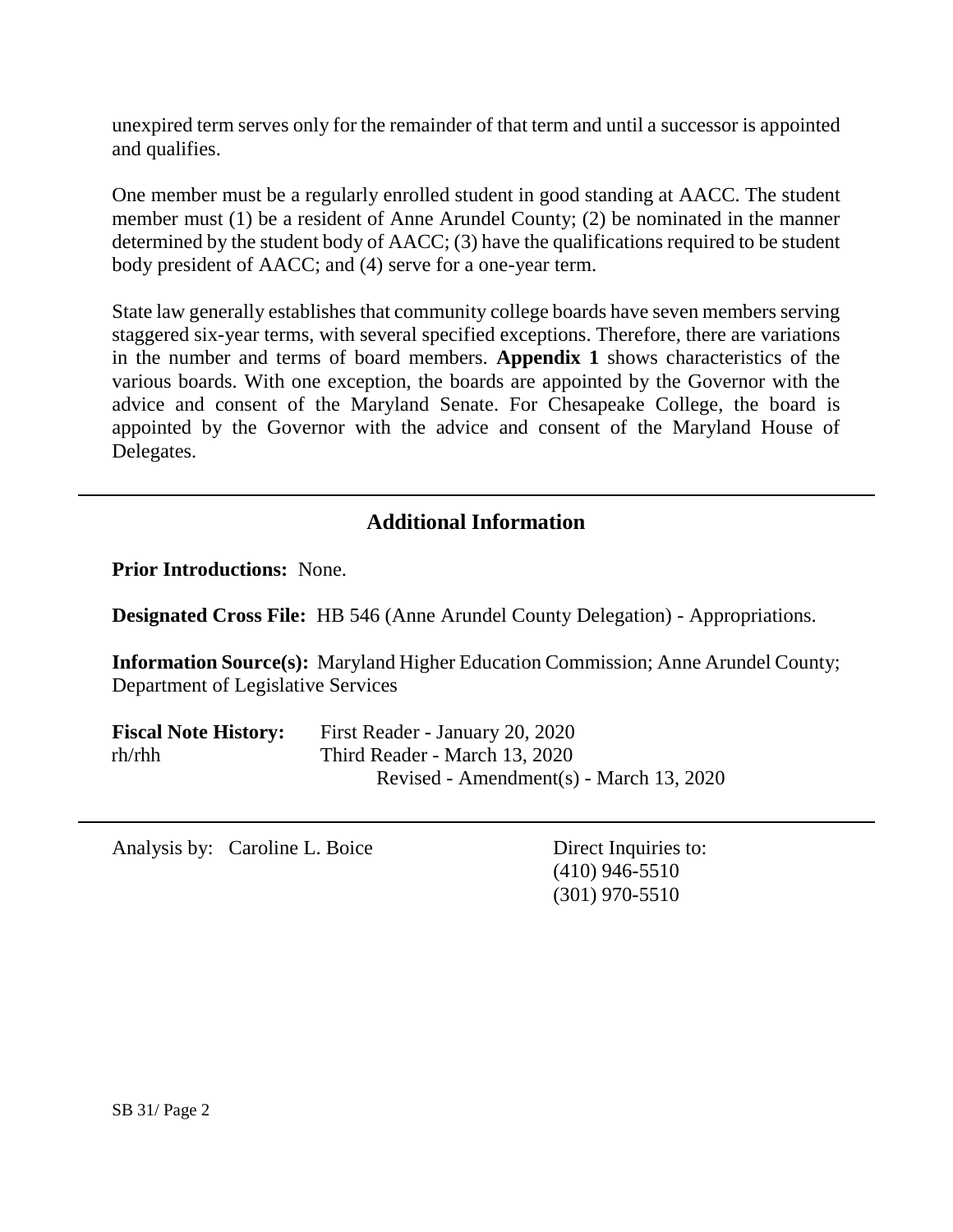unexpired term serves only for the remainder of that term and until a successor is appointed and qualifies.

One member must be a regularly enrolled student in good standing at AACC. The student member must (1) be a resident of Anne Arundel County; (2) be nominated in the manner determined by the student body of AACC; (3) have the qualifications required to be student body president of AACC; and (4) serve for a one-year term.

State law generally establishes that community college boards have seven members serving staggered six-year terms, with several specified exceptions. Therefore, there are variations in the number and terms of board members. **Appendix 1** shows characteristics of the various boards. With one exception, the boards are appointed by the Governor with the advice and consent of the Maryland Senate. For Chesapeake College, the board is appointed by the Governor with the advice and consent of the Maryland House of Delegates.

## Additional Information

**Prior Introductions:** None.

**Designated Cross File:** HB 546 (Anne Arundel County Delegation) - Appropriations.

**Information Source(s):** Maryland Higher Education Commission; Anne Arundel County; Department of Legislative Services

**Fiscal Note History:** First Reader - January 20, 2020
rh/rhh Third Reader - March 13, 2020
Revised - Amendment(s) - March 13, 2020

Analysis by: Caroline L. Boice

Direct Inquiries to:
(410) 946-5510
(301) 970-5510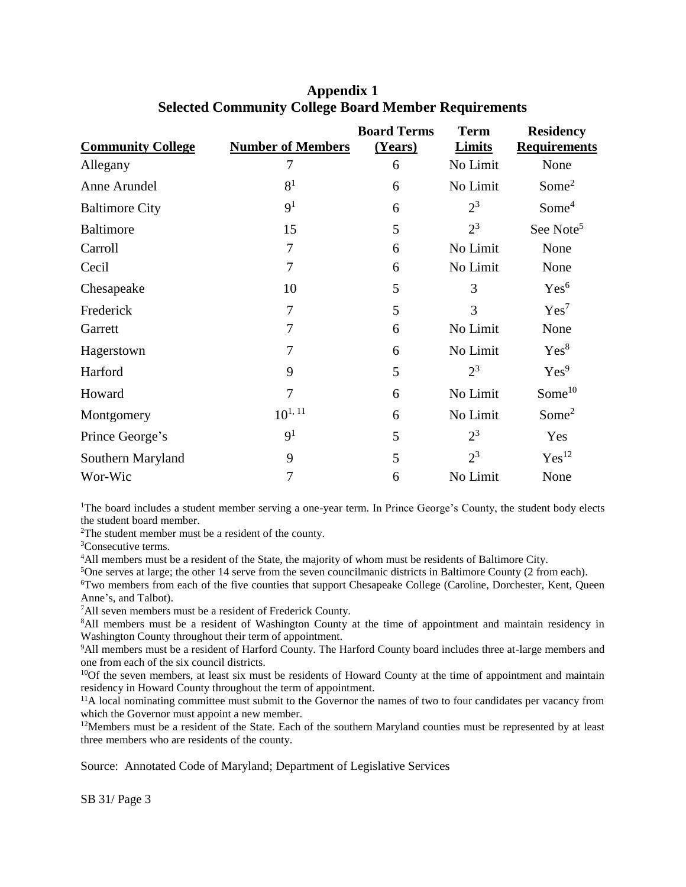## Appendix 1
## Selected Community College Board Member Requirements

| Community College | Number of Members | Board Terms (Years) | Term Limits | Residency Requirements |
|---|---|---|---|---|
| Allegany | 7 | 6 | No Limit | None |
| Anne Arundel | 8[1] | 6 | No Limit | Some[2] |
| Baltimore City | 9[1] | 6 | 2[3] | Some[4] |
| Baltimore | 15 | 5 | 2[3] | See Note[5] |
| Carroll | 7 | 6 | No Limit | None |
| Cecil | 7 | 6 | No Limit | None |
| Chesapeake | 10 | 5 | 3 | Yes[6] |
| Frederick | 7 | 5 | 3 | Yes[7] |
| Garrett | 7 | 6 | No Limit | None |
| Hagerstown | 7 | 6 | No Limit | Yes[8] |
| Harford | 9 | 5 | 2[3] | Yes[9] |
| Howard | 7 | 6 | No Limit | Some[10] |
| Montgomery | 10[1, 11] | 6 | No Limit | Some[2] |
| Prince George's | 9[1] | 5 | 2[3] | Yes |
| Southern Maryland | 9 | 5 | 2[3] | Yes[12] |
| Wor-Wic | 7 | 6 | No Limit | None |

[1]The board includes a student member serving a one-year term. In Prince George's County, the student body elects the student board member.

[2]The student member must be a resident of the county.

[3]Consecutive terms.

[4]All members must be a resident of the State, the majority of whom must be residents of Baltimore City.

[5]One serves at large; the other 14 serve from the seven councilmanic districts in Baltimore County (2 from each).

[6]Two members from each of the five counties that support Chesapeake College (Caroline, Dorchester, Kent, Queen Anne's, and Talbot).

[7]All seven members must be a resident of Frederick County.

[8]All members must be a resident of Washington County at the time of appointment and maintain residency in Washington County throughout their term of appointment.

[9]All members must be a resident of Harford County. The Harford County board includes three at-large members and one from each of the six council districts.

[10]Of the seven members, at least six must be residents of Howard County at the time of appointment and maintain residency in Howard County throughout the term of appointment.

[11]A local nominating committee must submit to the Governor the names of two to four candidates per vacancy from which the Governor must appoint a new member.

[12]Members must be a resident of the State. Each of the southern Maryland counties must be represented by at least three members who are residents of the county.

Source: Annotated Code of Maryland; Department of Legislative Services